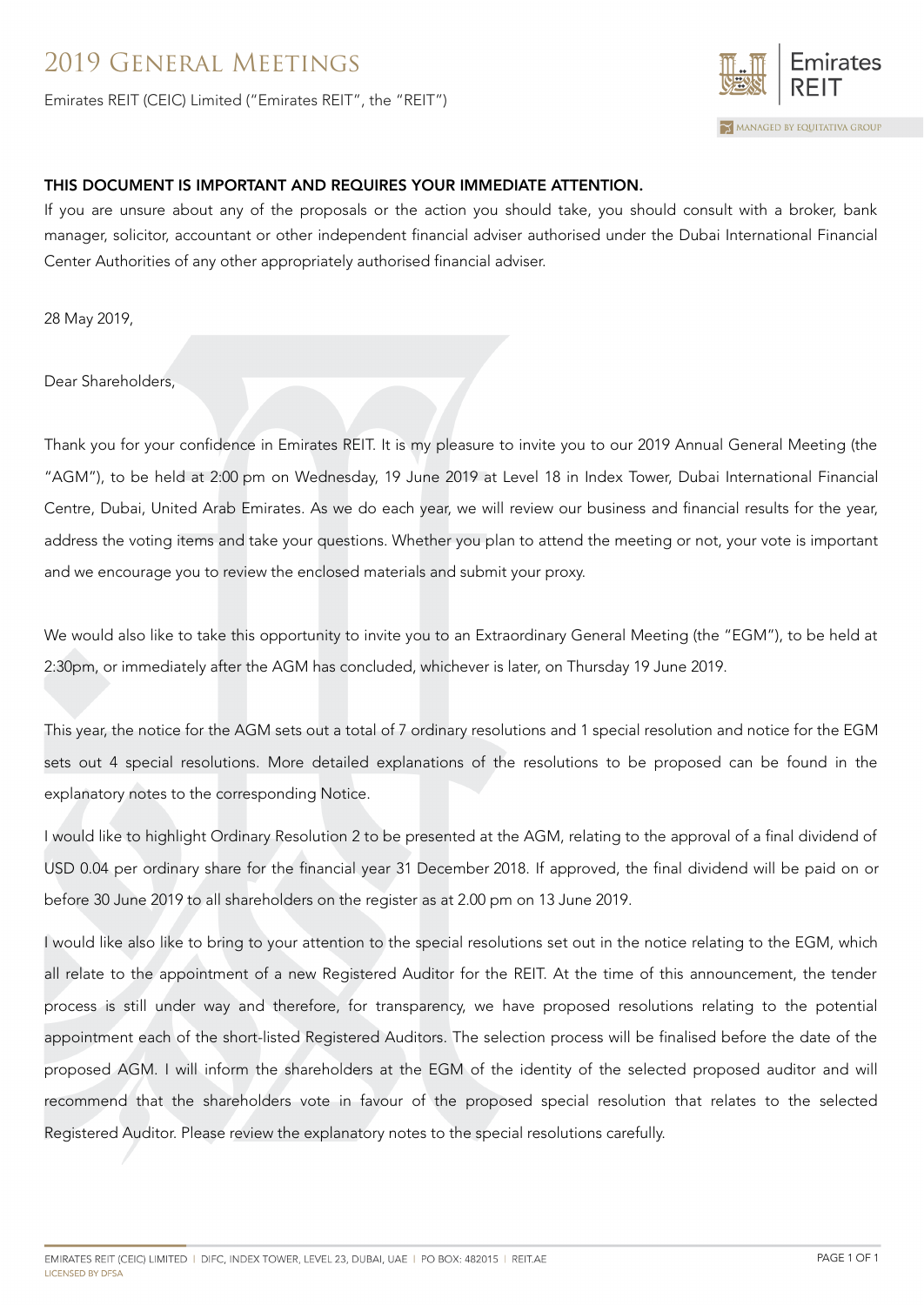# 2019 General Meetings

Emirates REIT (CEIC) Limited ("Emirates REIT", the "REIT")

Emirates REIT

MANAGED BY EQUITATIVA GROUP

**THIS DOCUMENT IS IMPORTANT AND REQUIRES YOUR IMMEDIATE ATTENTION.**

If you are unsure about any of the proposals or the action you should take, you should consult with a broker, bank manager, solicitor, accountant or other independent financial adviser authorised under the Dubai International Financial Center Authorities of any other appropriately authorised financial adviser.

28 May 2019,

Dear Shareholders,

Thank you for your confidence in Emirates REIT. It is my pleasure to invite you to our 2019 Annual General Meeting (the "AGM"), to be held at 2:00 pm on Wednesday, 19 June 2019 at Level 18 in Index Tower, Dubai International Financial Centre, Dubai, United Arab Emirates. As we do each year, we will review our business and financial results for the year, address the voting items and take your questions. Whether you plan to attend the meeting or not, your vote is important and we encourage you to review the enclosed materials and submit your proxy.

We would also like to take this opportunity to invite you to an Extraordinary General Meeting (the "EGM"), to be held at 2:30pm, or immediately after the AGM has concluded, whichever is later, on Thursday 19 June 2019.

This year, the notice for the AGM sets out a total of 7 ordinary resolutions and 1 special resolution and notice for the EGM sets out 4 special resolutions. More detailed explanations of the resolutions to be proposed can be found in the explanatory notes to the corresponding Notice.

I would like to highlight Ordinary Resolution 2 to be presented at the AGM, relating to the approval of a final dividend of USD 0.04 per ordinary share for the financial year 31 December 2018. If approved, the final dividend will be paid on or before 30 June 2019 to all shareholders on the register as at 2.00 pm on 13 June 2019.

I would like also like to bring to your attention to the special resolutions set out in the notice relating to the EGM, which all relate to the appointment of a new Registered Auditor for the REIT. At the time of this announcement, the tender process is still under way and therefore, for transparency, we have proposed resolutions relating to the potential appointment each of the short-listed Registered Auditors. The selection process will be finalised before the date of the proposed AGM. I will inform the shareholders at the EGM of the identity of the selected proposed auditor and will recommend that the shareholders vote in favour of the proposed special resolution that relates to the selected Registered Auditor. Please review the explanatory notes to the special resolutions carefully.

EMIRATES REIT (CEIC) LIMITED | DIFC, INDEX TOWER, LEVEL 23, DUBAI, UAE | PO BOX: 482015 | REIT.AE
LICENSED BY DFSA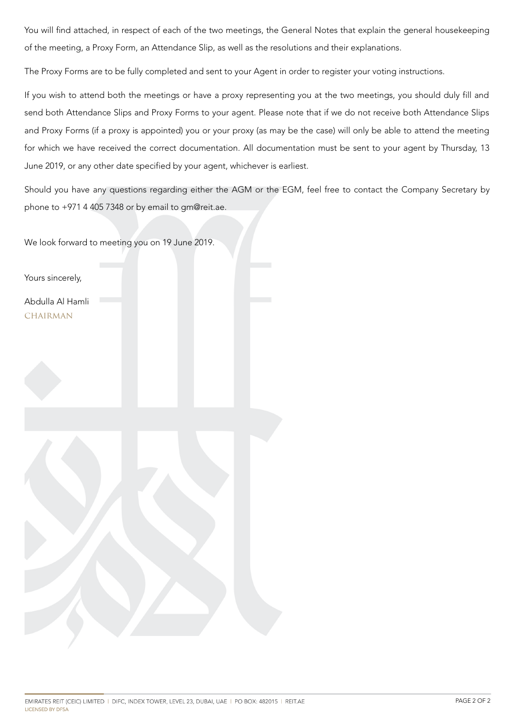You will find attached, in respect of each of the two meetings, the General Notes that explain the general housekeeping of the meeting, a Proxy Form, an Attendance Slip, as well as the resolutions and their explanations.

The Proxy Forms are to be fully completed and sent to your Agent in order to register your voting instructions.

If you wish to attend both the meetings or have a proxy representing you at the two meetings, you should duly fill and send both Attendance Slips and Proxy Forms to your agent. Please note that if we do not receive both Attendance Slips and Proxy Forms (if a proxy is appointed) you or your proxy (as may be the case) will only be able to attend the meeting for which we have received the correct documentation. All documentation must be sent to your agent by Thursday, 13 June 2019, or any other date specified by your agent, whichever is earliest.

Should you have any questions regarding either the AGM or the EGM, feel free to contact the Company Secretary by phone to +971 4 405 7348 or by email to gm@reit.ae.

We look forward to meeting you on 19 June 2019.

Yours sincerely,

Abdulla Al Hamli
CHAIRMAN